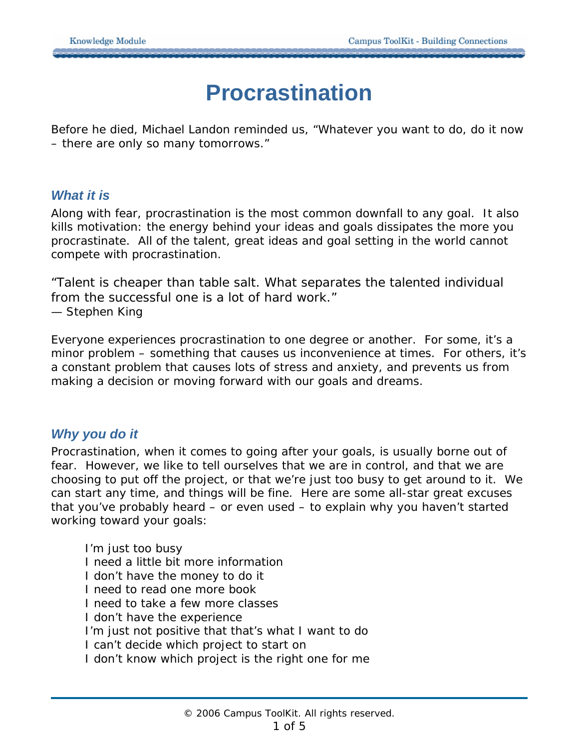# Procrastination

Before he died, Michael Landon reminded us, "Whatever you want to do, do it now – there are only so many tomorrows."

## *What it is*

Along with fear, procrastination is the most common downfall to any goal. It also kills motivation: the energy behind your ideas and goals dissipates the more you procrastinate. All of the talent, great ideas and goal setting in the world cannot compete with procrastination.

"Talent is cheaper than table salt. What separates the talented individual from the successful one is a lot of hard work."
— Stephen King

Everyone experiences procrastination to one degree or another. For some, it's a minor problem – something that causes us inconvenience at times. For others, it's a constant problem that causes lots of stress and anxiety, and prevents us from making a decision or moving forward with our goals and dreams.

## *Why you do it*

Procrastination, when it comes to going after your goals, is usually borne out of fear. However, we like to tell ourselves that we are in control, and that we are choosing to put off the project, or that we're just too busy to get around to it. We can start any time, and things will be fine. Here are some all-star great excuses that you've probably heard – or even used – to explain why you haven't started working toward your goals:

I'm just too busy
I need a little bit more information
I don't have the money to do it
I need to read one more book
I need to take a few more classes
I don't have the experience
I'm just not positive that that's what I want to do
I can't decide which project to start on
I don't know which project is the right one for me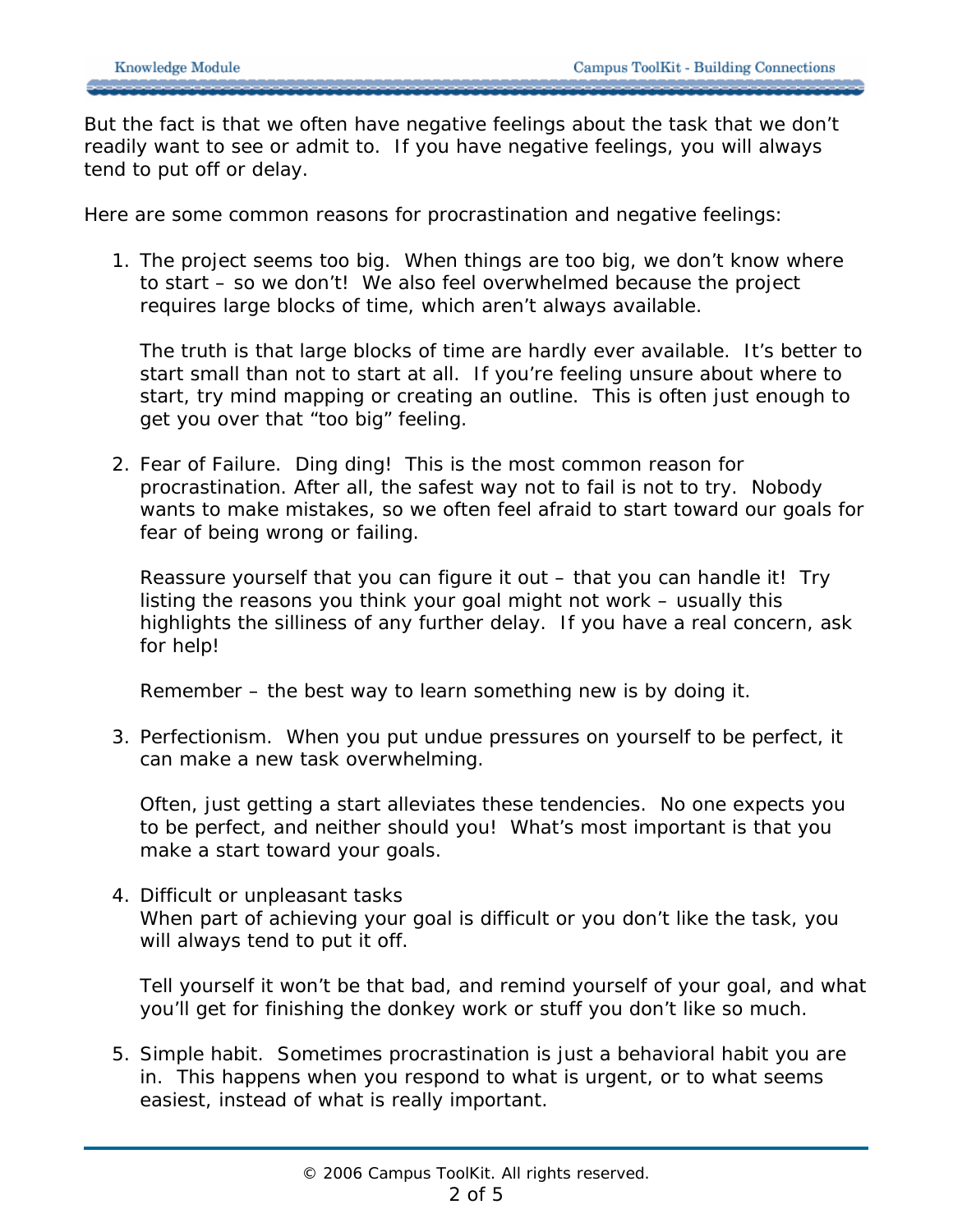But the fact is that we often have negative feelings about the task that we don't readily want to see or admit to. If you have negative feelings, you will always tend to put off or delay.

Here are some common reasons for procrastination and negative feelings:

1. The project seems too big. When things are too big, we don't know where to start – so we don't! We also feel overwhelmed because the project requires large blocks of time, which aren't always available.

   The truth is that large blocks of time are hardly ever available. It's better to start small than not to start at all. If you're feeling unsure about where to start, try mind mapping or creating an outline. This is often just enough to get you over that "too big" feeling.

2. Fear of Failure. Ding ding! This is the most common reason for procrastination. After all, the safest way not to fail is not to try. Nobody wants to make mistakes, so we often feel afraid to start toward our goals for fear of being wrong or failing.

   Reassure yourself that you can figure it out – that you can handle it! Try listing the reasons you think your goal might not work – usually this highlights the silliness of any further delay. If you have a real concern, ask for help!

   Remember – the best way to learn something new is by doing it.

3. Perfectionism. When you put undue pressures on yourself to be perfect, it can make a new task overwhelming.

   Often, just getting a start alleviates these tendencies. No one expects you to be perfect, and neither should you! What's most important is that you make a start toward your goals.

4. Difficult or unpleasant tasks
   When part of achieving your goal is difficult or you don't like the task, you will always tend to put it off.

   Tell yourself it won't be that bad, and remind yourself of your goal, and what you'll get for finishing the donkey work or stuff you don't like so much.

5. Simple habit. Sometimes procrastination is just a behavioral habit you are in. This happens when you respond to what is urgent, or to what seems easiest, instead of what is really important.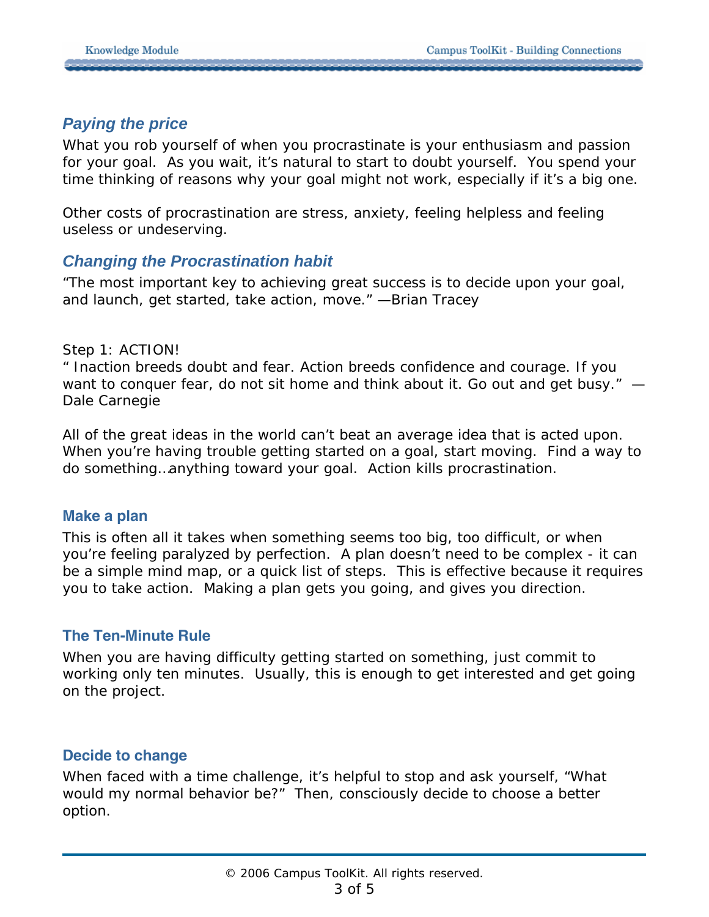## *Paying the price*

What you rob yourself of when you procrastinate is your enthusiasm and passion for your goal. As you wait, it's natural to start to doubt yourself. You spend your time thinking of reasons why your goal might not work, especially if it's a big one.

Other costs of procrastination are stress, anxiety, feeling helpless and feeling useless or undeserving.

## *Changing the Procrastination habit*

"The most important key to achieving great success is to decide upon your goal, and launch, get started, take action, move." —Brian Tracey

Step 1: ACTION!
" Inaction breeds doubt and fear. Action breeds confidence and courage. If you want to conquer fear, do not sit home and think about it. Go out and get busy." — Dale Carnegie

All of the great ideas in the world can't beat an average idea that is acted upon. When you're having trouble getting started on a goal, start moving. Find a way to do something…anything toward your goal. Action kills procrastination.

### Make a plan

This is often all it takes when something seems too big, too difficult, or when you're feeling paralyzed by perfection. A plan doesn't need to be complex - it can be a simple mind map, or a quick list of steps. This is effective because it requires you to take action. Making a plan gets you going, and gives you direction.

### The Ten-Minute Rule

When you are having difficulty getting started on something, just commit to working only ten minutes. Usually, this is enough to get interested and get going on the project.

### Decide to change

When faced with a time challenge, it's helpful to stop and ask yourself, "What would my normal behavior be?" Then, consciously decide to choose a better option.

© 2006 Campus ToolKit. All rights reserved.